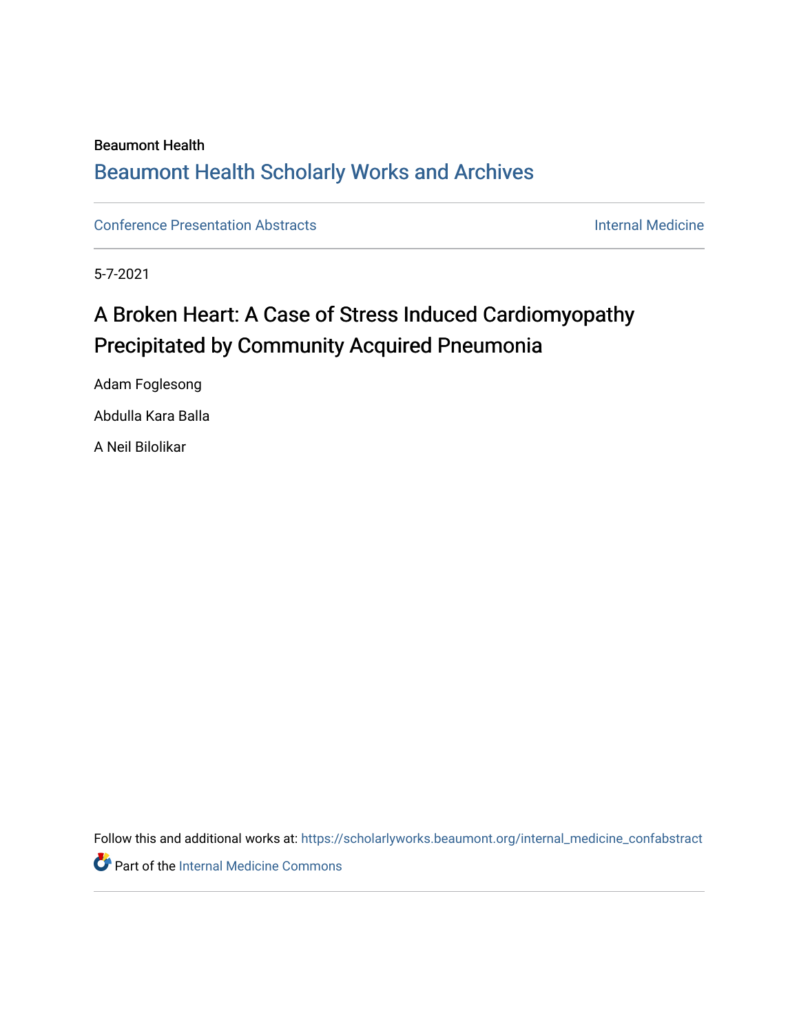Beaumont Health

## Beaumont Health Scholarly Works and Archives

Conference Presentation Abstracts

Internal Medicine

5-7-2021

# A Broken Heart: A Case of Stress Induced Cardiomyopathy Precipitated by Community Acquired Pneumonia

Adam Foglesong

Abdulla Kara Balla

A Neil Bilolikar

Follow this and additional works at: https://scholarlyworks.beaumont.org/internal_medicine_confabstract

Part of the Internal Medicine Commons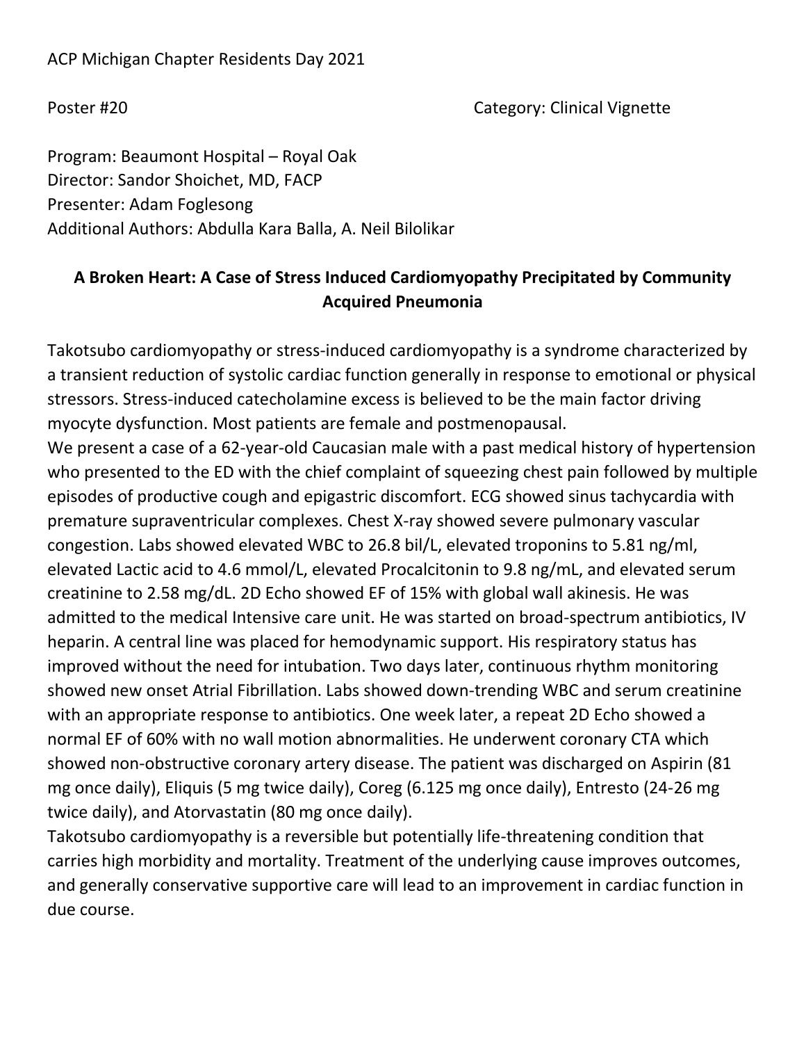ACP Michigan Chapter Residents Day 2021

Poster #20

Category: Clinical Vignette

Program: Beaumont Hospital – Royal Oak
Director: Sandor Shoichet, MD, FACP
Presenter: Adam Foglesong
Additional Authors: Abdulla Kara Balla, A. Neil Bilolikar

## A Broken Heart: A Case of Stress Induced Cardiomyopathy Precipitated by Community Acquired Pneumonia

Takotsubo cardiomyopathy or stress-induced cardiomyopathy is a syndrome characterized by a transient reduction of systolic cardiac function generally in response to emotional or physical stressors. Stress-induced catecholamine excess is believed to be the main factor driving myocyte dysfunction. Most patients are female and postmenopausal.

We present a case of a 62-year-old Caucasian male with a past medical history of hypertension who presented to the ED with the chief complaint of squeezing chest pain followed by multiple episodes of productive cough and epigastric discomfort. ECG showed sinus tachycardia with premature supraventricular complexes. Chest X-ray showed severe pulmonary vascular congestion. Labs showed elevated WBC to 26.8 bil/L, elevated troponins to 5.81 ng/ml, elevated Lactic acid to 4.6 mmol/L, elevated Procalcitonin to 9.8 ng/mL, and elevated serum creatinine to 2.58 mg/dL. 2D Echo showed EF of 15% with global wall akinesis. He was admitted to the medical Intensive care unit. He was started on broad-spectrum antibiotics, IV heparin. A central line was placed for hemodynamic support. His respiratory status has improved without the need for intubation. Two days later, continuous rhythm monitoring showed new onset Atrial Fibrillation. Labs showed down-trending WBC and serum creatinine with an appropriate response to antibiotics. One week later, a repeat 2D Echo showed a normal EF of 60% with no wall motion abnormalities. He underwent coronary CTA which showed non-obstructive coronary artery disease. The patient was discharged on Aspirin (81 mg once daily), Eliquis (5 mg twice daily), Coreg (6.125 mg once daily), Entresto (24-26 mg twice daily), and Atorvastatin (80 mg once daily).

Takotsubo cardiomyopathy is a reversible but potentially life-threatening condition that carries high morbidity and mortality. Treatment of the underlying cause improves outcomes, and generally conservative supportive care will lead to an improvement in cardiac function in due course.